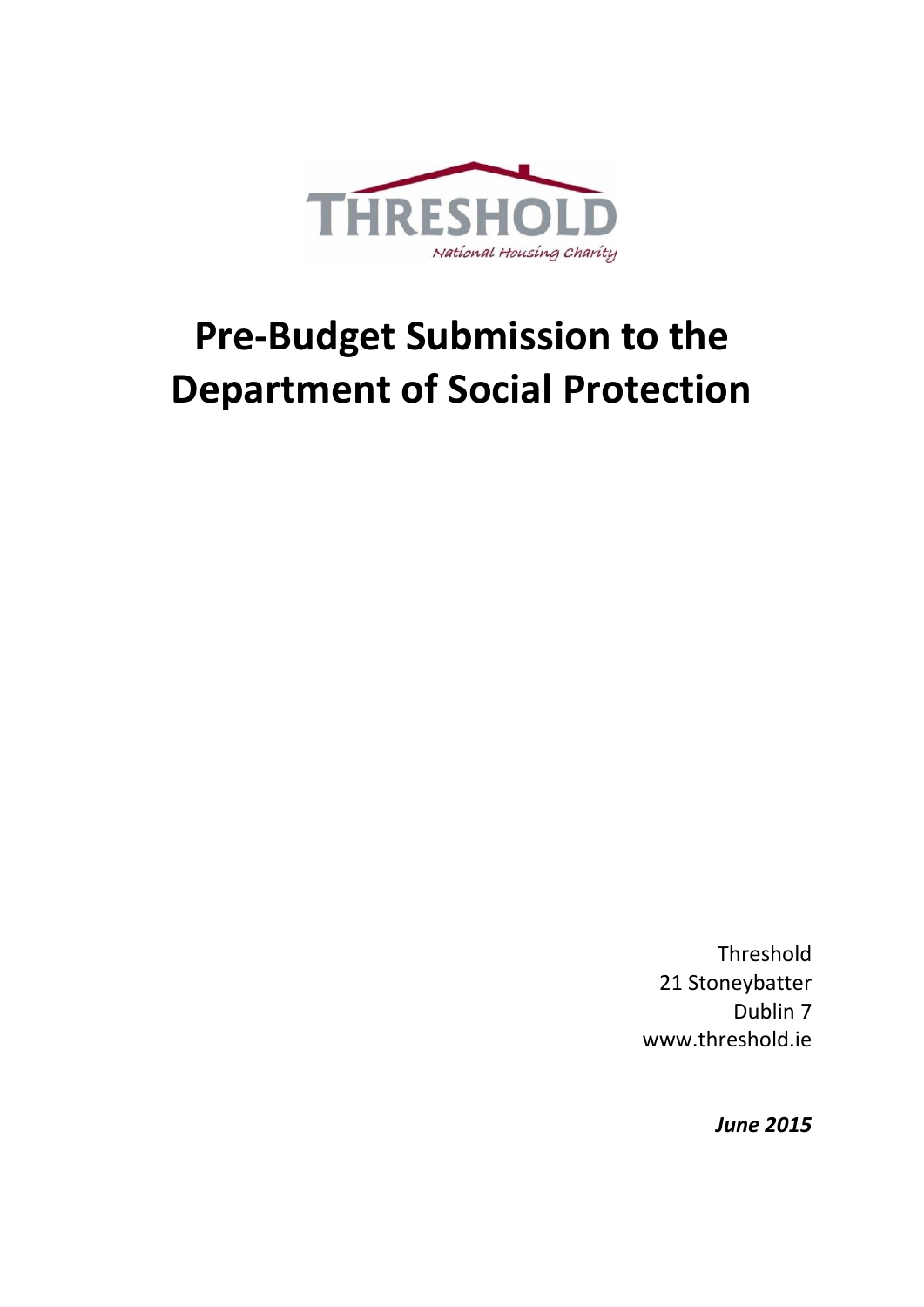THRESHOLD

*National Housing Charity*

# Pre-Budget Submission to the Department of Social Protection

Threshold
21 Stoneybatter
Dublin 7
www.threshold.ie

***June 2015***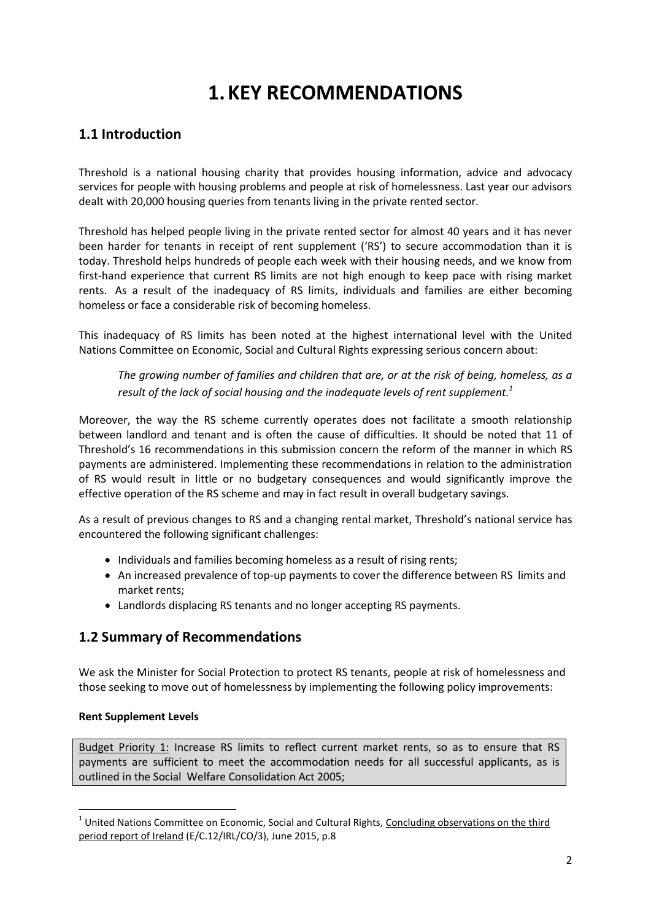# 1. KEY RECOMMENDATIONS

## 1.1 Introduction

Threshold is a national housing charity that provides housing information, advice and advocacy services for people with housing problems and people at risk of homelessness. Last year our advisors dealt with 20,000 housing queries from tenants living in the private rented sector.

Threshold has helped people living in the private rented sector for almost 40 years and it has never been harder for tenants in receipt of rent supplement ('RS') to secure accommodation than it is today. Threshold helps hundreds of people each week with their housing needs, and we know from first-hand experience that current RS limits are not high enough to keep pace with rising market rents. As a result of the inadequacy of RS limits, individuals and families are either becoming homeless or face a considerable risk of becoming homeless.

This inadequacy of RS limits has been noted at the highest international level with the United Nations Committee on Economic, Social and Cultural Rights expressing serious concern about:

> *The growing number of families and children that are, or at the risk of being, homeless, as a result of the lack of social housing and the inadequate levels of rent supplement.*[1]

Moreover, the way the RS scheme currently operates does not facilitate a smooth relationship between landlord and tenant and is often the cause of difficulties. It should be noted that 11 of Threshold's 16 recommendations in this submission concern the reform of the manner in which RS payments are administered. Implementing these recommendations in relation to the administration of RS would result in little or no budgetary consequences and would significantly improve the effective operation of the RS scheme and may in fact result in overall budgetary savings.

As a result of previous changes to RS and a changing rental market, Threshold's national service has encountered the following significant challenges:

- Individuals and families becoming homeless as a result of rising rents;
- An increased prevalence of top-up payments to cover the difference between RS limits and market rents;
- Landlords displacing RS tenants and no longer accepting RS payments.

## 1.2 Summary of Recommendations

We ask the Minister for Social Protection to protect RS tenants, people at risk of homelessness and those seeking to move out of homelessness by implementing the following policy improvements:

**Rent Supplement Levels**

Budget Priority 1: Increase RS limits to reflect current market rents, so as to ensure that RS payments are sufficient to meet the accommodation needs for all successful applicants, as is outlined in the Social Welfare Consolidation Act 2005;

---

[1] United Nations Committee on Economic, Social and Cultural Rights, Concluding observations on the third period report of Ireland (E/C.12/IRL/CO/3), June 2015, p.8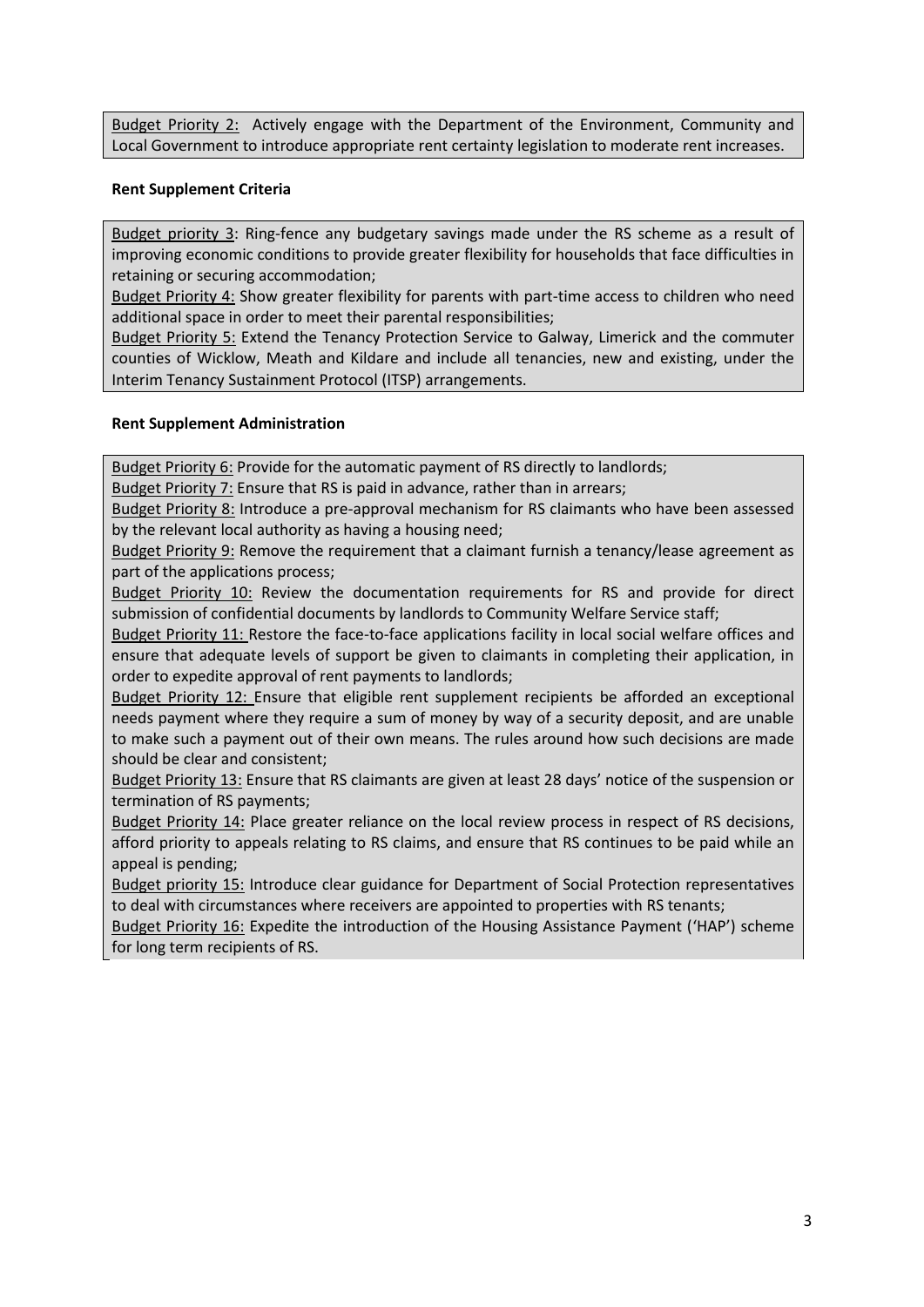<u>Budget Priority 2:</u> Actively engage with the Department of the Environment, Community and Local Government to introduce appropriate rent certainty legislation to moderate rent increases.

**Rent Supplement Criteria**

<u>Budget priority 3</u>: Ring-fence any budgetary savings made under the RS scheme as a result of improving economic conditions to provide greater flexibility for households that face difficulties in retaining or securing accommodation;

<u>Budget Priority 4:</u> Show greater flexibility for parents with part-time access to children who need additional space in order to meet their parental responsibilities;

<u>Budget Priority 5:</u> Extend the Tenancy Protection Service to Galway, Limerick and the commuter counties of Wicklow, Meath and Kildare and include all tenancies, new and existing, under the Interim Tenancy Sustainment Protocol (ITSP) arrangements.

**Rent Supplement Administration**

<u>Budget Priority 6:</u> Provide for the automatic payment of RS directly to landlords;

<u>Budget Priority 7:</u> Ensure that RS is paid in advance, rather than in arrears;

<u>Budget Priority 8:</u> Introduce a pre-approval mechanism for RS claimants who have been assessed by the relevant local authority as having a housing need;

<u>Budget Priority 9:</u> Remove the requirement that a claimant furnish a tenancy/lease agreement as part of the applications process;

<u>Budget Priority 10:</u> Review the documentation requirements for RS and provide for direct submission of confidential documents by landlords to Community Welfare Service staff;

<u>Budget Priority 11:</u> Restore the face-to-face applications facility in local social welfare offices and ensure that adequate levels of support be given to claimants in completing their application, in order to expedite approval of rent payments to landlords;

<u>Budget Priority 12:</u> Ensure that eligible rent supplement recipients be afforded an exceptional needs payment where they require a sum of money by way of a security deposit, and are unable to make such a payment out of their own means. The rules around how such decisions are made should be clear and consistent;

<u>Budget Priority 13:</u> Ensure that RS claimants are given at least 28 days' notice of the suspension or termination of RS payments;

<u>Budget Priority 14:</u> Place greater reliance on the local review process in respect of RS decisions, afford priority to appeals relating to RS claims, and ensure that RS continues to be paid while an appeal is pending;

<u>Budget priority 15:</u> Introduce clear guidance for Department of Social Protection representatives to deal with circumstances where receivers are appointed to properties with RS tenants;

<u>Budget Priority 16:</u> Expedite the introduction of the Housing Assistance Payment ('HAP') scheme for long term recipients of RS.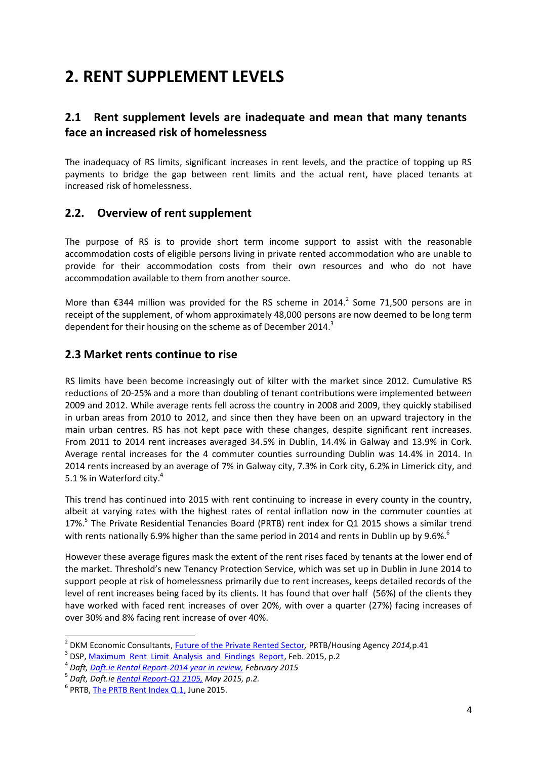# 2. RENT SUPPLEMENT LEVELS

## 2.1 Rent supplement levels are inadequate and mean that many tenants face an increased risk of homelessness

The inadequacy of RS limits, significant increases in rent levels, and the practice of topping up RS payments to bridge the gap between rent limits and the actual rent, have placed tenants at increased risk of homelessness.

## 2.2. Overview of rent supplement

The purpose of RS is to provide short term income support to assist with the reasonable accommodation costs of eligible persons living in private rented accommodation who are unable to provide for their accommodation costs from their own resources and who do not have accommodation available to them from another source.

More than €344 million was provided for the RS scheme in 2014.[2] Some 71,500 persons are in receipt of the supplement, of whom approximately 48,000 persons are now deemed to be long term dependent for their housing on the scheme as of December 2014.[3]

## 2.3 Market rents continue to rise

RS limits have been become increasingly out of kilter with the market since 2012. Cumulative RS reductions of 20-25% and a more than doubling of tenant contributions were implemented between 2009 and 2012. While average rents fell across the country in 2008 and 2009, they quickly stabilised in urban areas from 2010 to 2012, and since then they have been on an upward trajectory in the main urban centres. RS has not kept pace with these changes, despite significant rent increases. From 2011 to 2014 rent increases averaged 34.5% in Dublin, 14.4% in Galway and 13.9% in Cork. Average rental increases for the 4 commuter counties surrounding Dublin was 14.4% in 2014. In 2014 rents increased by an average of 7% in Galway city, 7.3% in Cork city, 6.2% in Limerick city, and 5.1 % in Waterford city.[4]

This trend has continued into 2015 with rent continuing to increase in every county in the country, albeit at varying rates with the highest rates of rental inflation now in the commuter counties at 17%.[5] The Private Residential Tenancies Board (PRTB) rent index for Q1 2015 shows a similar trend with rents nationally 6.9% higher than the same period in 2014 and rents in Dublin up by 9.6%.[6]

However these average figures mask the extent of the rent rises faced by tenants at the lower end of the market. Threshold's new Tenancy Protection Service, which was set up in Dublin in June 2014 to support people at risk of homelessness primarily due to rent increases, keeps detailed records of the level of rent increases being faced by its clients. It has found that over half (56%) of the clients they have worked with faced rent increases of over 20%, with over a quarter (27%) facing increases of over 30% and 8% facing rent increase of over 40%.

---

[2] DKM Economic Consultants, Future of the Private Rented Sector, PRTB/Housing Agency *2014,*p.41

[3] DSP, Maximum Rent Limit Analysis and Findings Report, Feb. 2015, p.2

[4] *Daft, Daft.ie Rental Report-2014 year in review, February 2015*

[5] *Daft, Daft.ie Rental Report-Q1 2105, May 2015, p.2.*

[6] PRTB, The PRTB Rent Index Q.1, June 2015.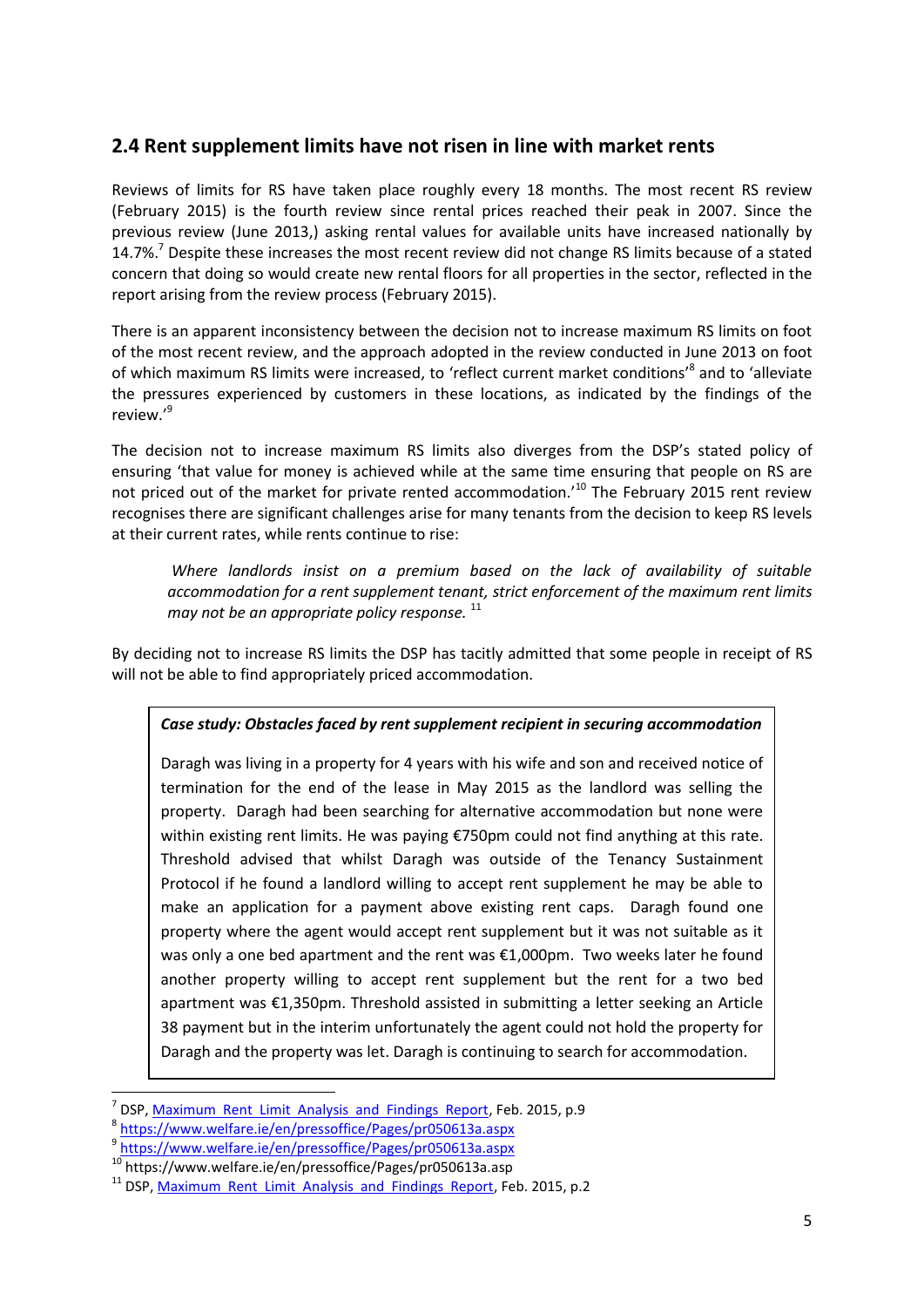## 2.4 Rent supplement limits have not risen in line with market rents

Reviews of limits for RS have taken place roughly every 18 months. The most recent RS review (February 2015) is the fourth review since rental prices reached their peak in 2007. Since the previous review (June 2013,) asking rental values for available units have increased nationally by 14.7%.[7] Despite these increases the most recent review did not change RS limits because of a stated concern that doing so would create new rental floors for all properties in the sector, reflected in the report arising from the review process (February 2015).

There is an apparent inconsistency between the decision not to increase maximum RS limits on foot of the most recent review, and the approach adopted in the review conducted in June 2013 on foot of which maximum RS limits were increased, to 'reflect current market conditions'[8] and to 'alleviate the pressures experienced by customers in these locations, as indicated by the findings of the review.'[9]

The decision not to increase maximum RS limits also diverges from the DSP's stated policy of ensuring 'that value for money is achieved while at the same time ensuring that people on RS are not priced out of the market for private rented accommodation.'[10] The February 2015 rent review recognises there are significant challenges arise for many tenants from the decision to keep RS levels at their current rates, while rents continue to rise:

> *Where landlords insist on a premium based on the lack of availability of suitable accommodation for a rent supplement tenant, strict enforcement of the maximum rent limits may not be an appropriate policy response.* [11]

By deciding not to increase RS limits the DSP has tacitly admitted that some people in receipt of RS will not be able to find appropriately priced accommodation.

> ***Case study: Obstacles faced by rent supplement recipient in securing accommodation***
>
> Daragh was living in a property for 4 years with his wife and son and received notice of termination for the end of the lease in May 2015 as the landlord was selling the property. Daragh had been searching for alternative accommodation but none were within existing rent limits. He was paying €750pm could not find anything at this rate. Threshold advised that whilst Daragh was outside of the Tenancy Sustainment Protocol if he found a landlord willing to accept rent supplement he may be able to make an application for a payment above existing rent caps. Daragh found one property where the agent would accept rent supplement but it was not suitable as it was only a one bed apartment and the rent was €1,000pm. Two weeks later he found another property willing to accept rent supplement but the rent for a two bed apartment was €1,350pm. Threshold assisted in submitting a letter seeking an Article 38 payment but in the interim unfortunately the agent could not hold the property for Daragh and the property was let. Daragh is continuing to search for accommodation.

---

[7] DSP, Maximum Rent Limit Analysis and Findings Report, Feb. 2015, p.9

[8] https://www.welfare.ie/en/pressoffice/Pages/pr050613a.aspx

[9] https://www.welfare.ie/en/pressoffice/Pages/pr050613a.aspx

[10] https://www.welfare.ie/en/pressoffice/Pages/pr050613a.asp

[11] DSP, Maximum Rent Limit Analysis and Findings Report, Feb. 2015, p.2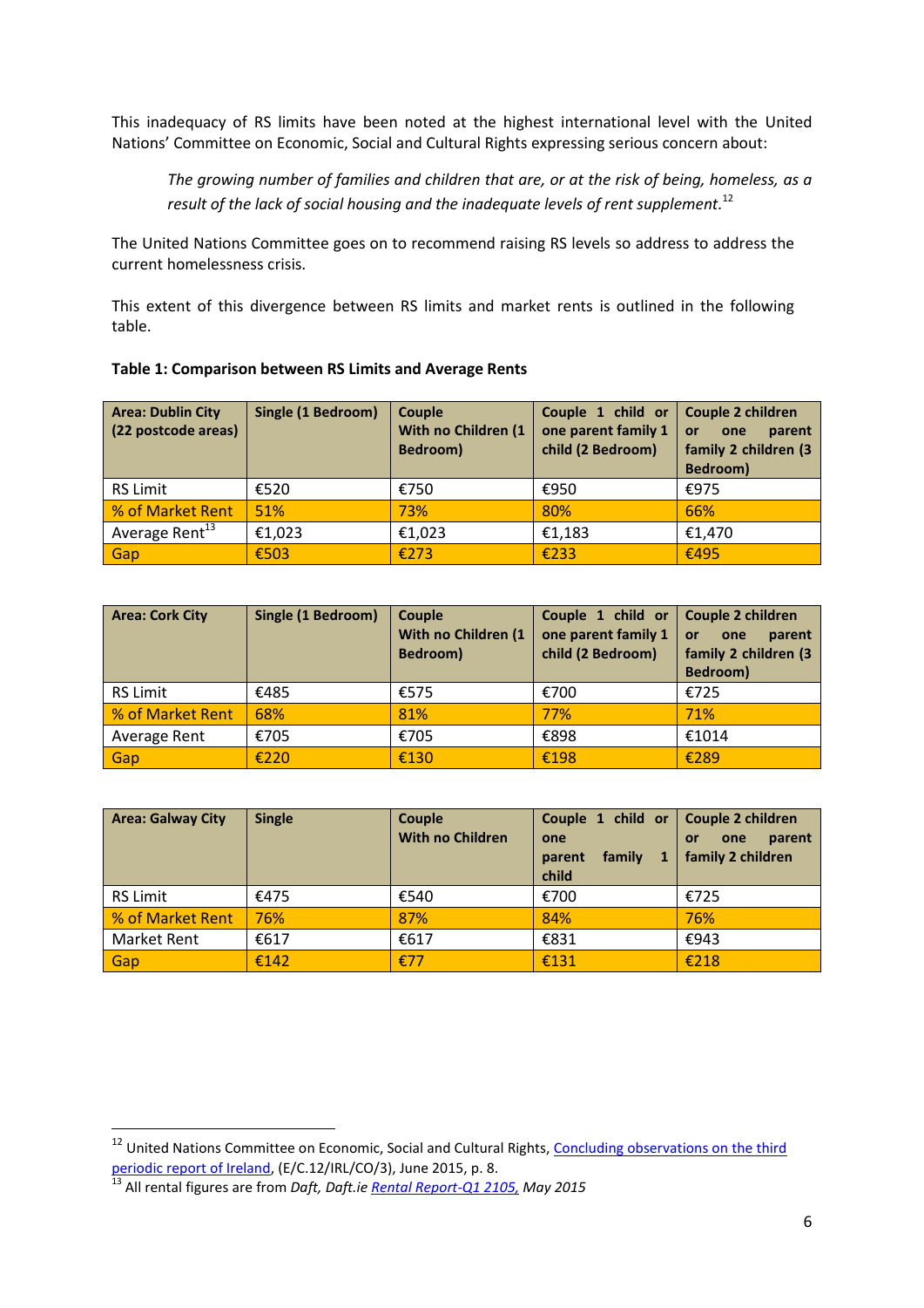This inadequacy of RS limits have been noted at the highest international level with the United Nations' Committee on Economic, Social and Cultural Rights expressing serious concern about:

> *The growing number of families and children that are, or at the risk of being, homeless, as a result of the lack of social housing and the inadequate levels of rent supplement.*[12]

The United Nations Committee goes on to recommend raising RS levels so address to address the current homelessness crisis.

This extent of this divergence between RS limits and market rents is outlined in the following table.

**Table 1: Comparison between RS Limits and Average Rents**

| Area: Dublin City (22 postcode areas) | Single (1 Bedroom) | Couple With no Children (1 Bedroom) | Couple 1 child or one parent family 1 child (2 Bedroom) | Couple 2 children or one parent family 2 children (3 Bedroom) |
|---|---|---|---|---|
| RS Limit | €520 | €750 | €950 | €975 |
| % of Market Rent | 51% | 73% | 80% | 66% |
| Average Rent[13] | €1,023 | €1,023 | €1,183 | €1,470 |
| Gap | €503 | €273 | €233 | €495 |

| Area: Cork City | Single (1 Bedroom) | Couple With no Children (1 Bedroom) | Couple 1 child or one parent family 1 child (2 Bedroom) | Couple 2 children or one parent family 2 children (3 Bedroom) |
|---|---|---|---|---|
| RS Limit | €485 | €575 | €700 | €725 |
| % of Market Rent | 68% | 81% | 77% | 71% |
| Average Rent | €705 | €705 | €898 | €1014 |
| Gap | €220 | €130 | €198 | €289 |

| Area: Galway City | Single | Couple With no Children | Couple 1 child or one parent family 1 child | Couple 2 children or one parent family 2 children |
|---|---|---|---|---|
| RS Limit | €475 | €540 | €700 | €725 |
| % of Market Rent | 76% | 87% | 84% | 76% |
| Market Rent | €617 | €617 | €831 | €943 |
| Gap | €142 | €77 | €131 | €218 |

---

[12] United Nations Committee on Economic, Social and Cultural Rights, Concluding observations on the third periodic report of Ireland, (E/C.12/IRL/CO/3), June 2015, p. 8.

[13] All rental figures are from *Daft, Daft.ie* Rental Report-Q1 2105, *May 2015*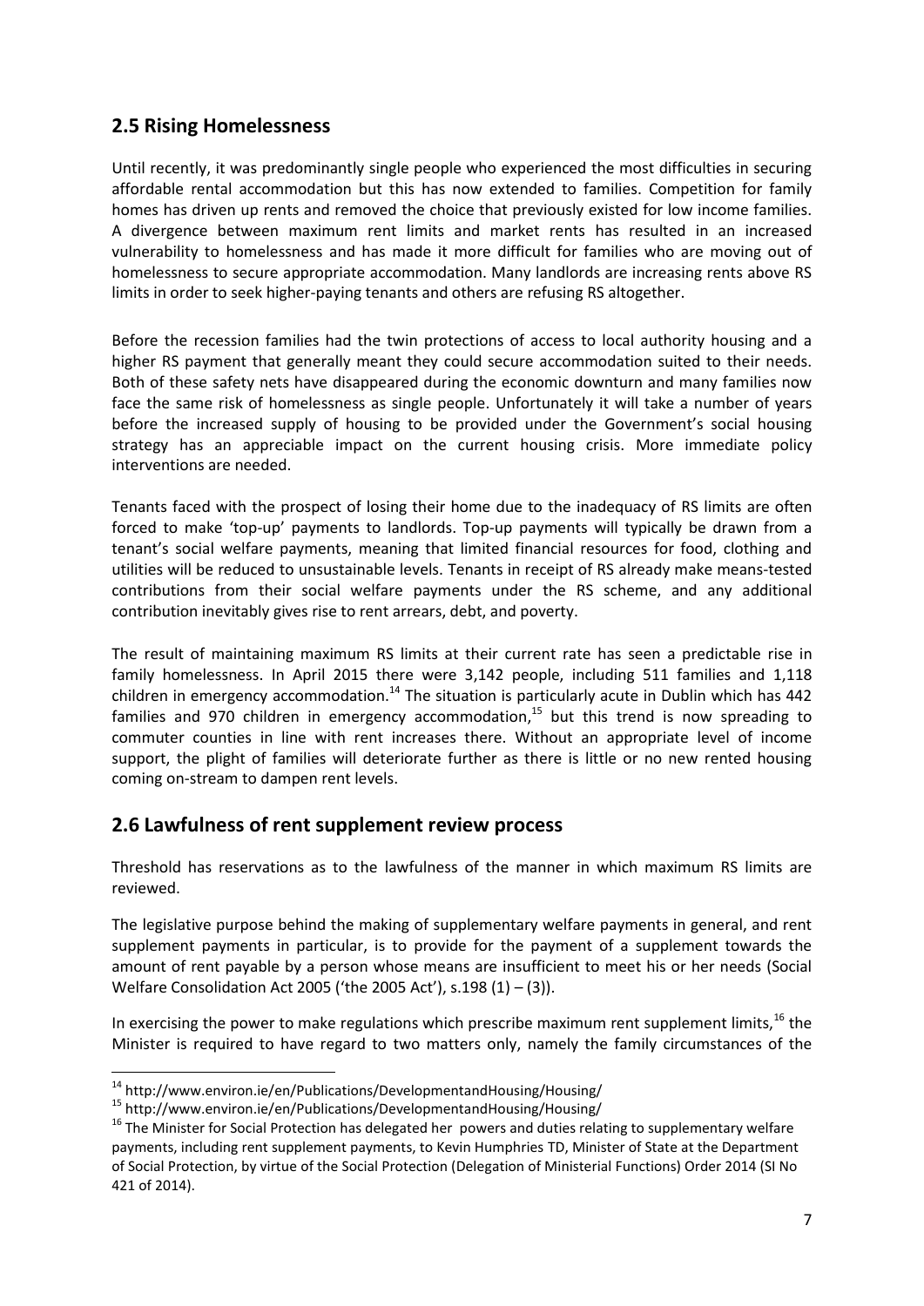## 2.5 Rising Homelessness

Until recently, it was predominantly single people who experienced the most difficulties in securing affordable rental accommodation but this has now extended to families. Competition for family homes has driven up rents and removed the choice that previously existed for low income families. A divergence between maximum rent limits and market rents has resulted in an increased vulnerability to homelessness and has made it more difficult for families who are moving out of homelessness to secure appropriate accommodation. Many landlords are increasing rents above RS limits in order to seek higher-paying tenants and others are refusing RS altogether.

Before the recession families had the twin protections of access to local authority housing and a higher RS payment that generally meant they could secure accommodation suited to their needs. Both of these safety nets have disappeared during the economic downturn and many families now face the same risk of homelessness as single people. Unfortunately it will take a number of years before the increased supply of housing to be provided under the Government's social housing strategy has an appreciable impact on the current housing crisis. More immediate policy interventions are needed.

Tenants faced with the prospect of losing their home due to the inadequacy of RS limits are often forced to make 'top-up' payments to landlords. Top-up payments will typically be drawn from a tenant's social welfare payments, meaning that limited financial resources for food, clothing and utilities will be reduced to unsustainable levels. Tenants in receipt of RS already make means-tested contributions from their social welfare payments under the RS scheme, and any additional contribution inevitably gives rise to rent arrears, debt, and poverty.

The result of maintaining maximum RS limits at their current rate has seen a predictable rise in family homelessness. In April 2015 there were 3,142 people, including 511 families and 1,118 children in emergency accommodation.[14] The situation is particularly acute in Dublin which has 442 families and 970 children in emergency accommodation,[15] but this trend is now spreading to commuter counties in line with rent increases there. Without an appropriate level of income support, the plight of families will deteriorate further as there is little or no new rented housing coming on-stream to dampen rent levels.

## 2.6 Lawfulness of rent supplement review process

Threshold has reservations as to the lawfulness of the manner in which maximum RS limits are reviewed.

The legislative purpose behind the making of supplementary welfare payments in general, and rent supplement payments in particular, is to provide for the payment of a supplement towards the amount of rent payable by a person whose means are insufficient to meet his or her needs (Social Welfare Consolidation Act 2005 ('the 2005 Act'), s.198 (1) – (3)).

In exercising the power to make regulations which prescribe maximum rent supplement limits,[16] the Minister is required to have regard to two matters only, namely the family circumstances of the

---

[14] http://www.environ.ie/en/Publications/DevelopmentandHousing/Housing/

[15] http://www.environ.ie/en/Publications/DevelopmentandHousing/Housing/

[16] The Minister for Social Protection has delegated her powers and duties relating to supplementary welfare payments, including rent supplement payments, to Kevin Humphries TD, Minister of State at the Department of Social Protection, by virtue of the Social Protection (Delegation of Ministerial Functions) Order 2014 (SI No 421 of 2014).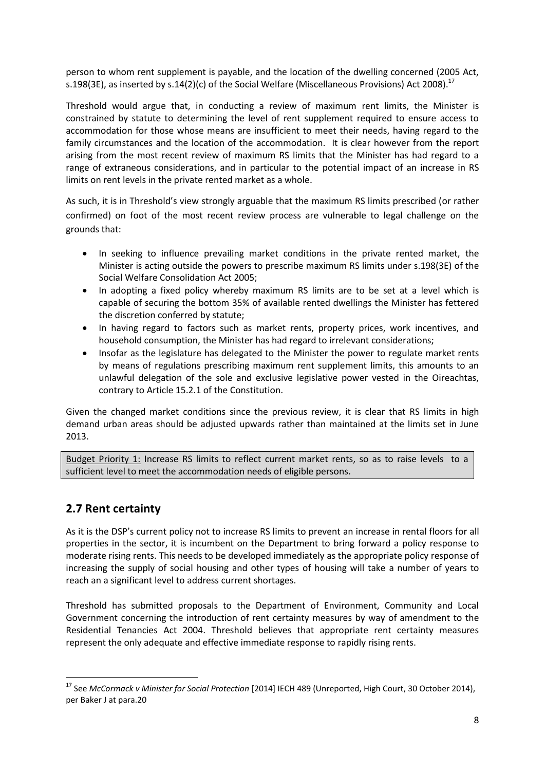person to whom rent supplement is payable, and the location of the dwelling concerned (2005 Act, s.198(3E), as inserted by s.14(2)(c) of the Social Welfare (Miscellaneous Provisions) Act 2008).[17]

Threshold would argue that, in conducting a review of maximum rent limits, the Minister is constrained by statute to determining the level of rent supplement required to ensure access to accommodation for those whose means are insufficient to meet their needs, having regard to the family circumstances and the location of the accommodation. It is clear however from the report arising from the most recent review of maximum RS limits that the Minister has had regard to a range of extraneous considerations, and in particular to the potential impact of an increase in RS limits on rent levels in the private rented market as a whole.

As such, it is in Threshold's view strongly arguable that the maximum RS limits prescribed (or rather confirmed) on foot of the most recent review process are vulnerable to legal challenge on the grounds that:

- In seeking to influence prevailing market conditions in the private rented market, the Minister is acting outside the powers to prescribe maximum RS limits under s.198(3E) of the Social Welfare Consolidation Act 2005;
- In adopting a fixed policy whereby maximum RS limits are to be set at a level which is capable of securing the bottom 35% of available rented dwellings the Minister has fettered the discretion conferred by statute;
- In having regard to factors such as market rents, property prices, work incentives, and household consumption, the Minister has had regard to irrelevant considerations;
- Insofar as the legislature has delegated to the Minister the power to regulate market rents by means of regulations prescribing maximum rent supplement limits, this amounts to an unlawful delegation of the sole and exclusive legislative power vested in the Oireachtas, contrary to Article 15.2.1 of the Constitution.

Given the changed market conditions since the previous review, it is clear that RS limits in high demand urban areas should be adjusted upwards rather than maintained at the limits set in June 2013.

Budget Priority 1: Increase RS limits to reflect current market rents, so as to raise levels to a sufficient level to meet the accommodation needs of eligible persons.

## 2.7 Rent certainty

As it is the DSP's current policy not to increase RS limits to prevent an increase in rental floors for all properties in the sector, it is incumbent on the Department to bring forward a policy response to moderate rising rents. This needs to be developed immediately as the appropriate policy response of increasing the supply of social housing and other types of housing will take a number of years to reach an a significant level to address current shortages.

Threshold has submitted proposals to the Department of Environment, Community and Local Government concerning the introduction of rent certainty measures by way of amendment to the Residential Tenancies Act 2004. Threshold believes that appropriate rent certainty measures represent the only adequate and effective immediate response to rapidly rising rents.

[17] See *McCormack v Minister for Social Protection* [2014] IECH 489 (Unreported, High Court, 30 October 2014), per Baker J at para.20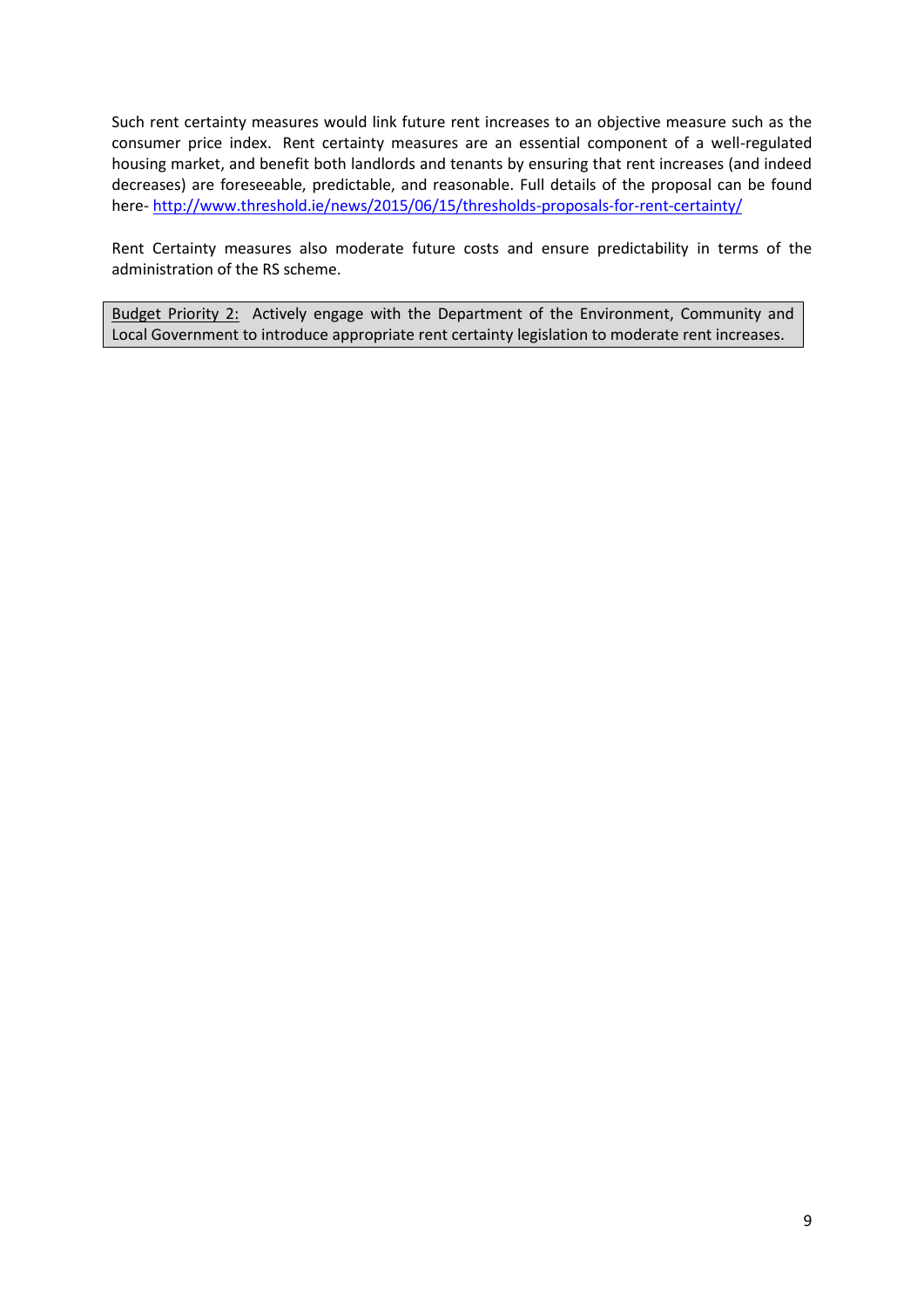Such rent certainty measures would link future rent increases to an objective measure such as the consumer price index. Rent certainty measures are an essential component of a well-regulated housing market, and benefit both landlords and tenants by ensuring that rent increases (and indeed decreases) are foreseeable, predictable, and reasonable. Full details of the proposal can be found here- [http://www.threshold.ie/news/2015/06/15/thresholds-proposals-for-rent-certainty/](http://www.threshold.ie/news/2015/06/15/thresholds-proposals-for-rent-certainty/)

Rent Certainty measures also moderate future costs and ensure predictability in terms of the administration of the RS scheme.

> <u>Budget Priority 2:</u> Actively engage with the Department of the Environment, Community and Local Government to introduce appropriate rent certainty legislation to moderate rent increases.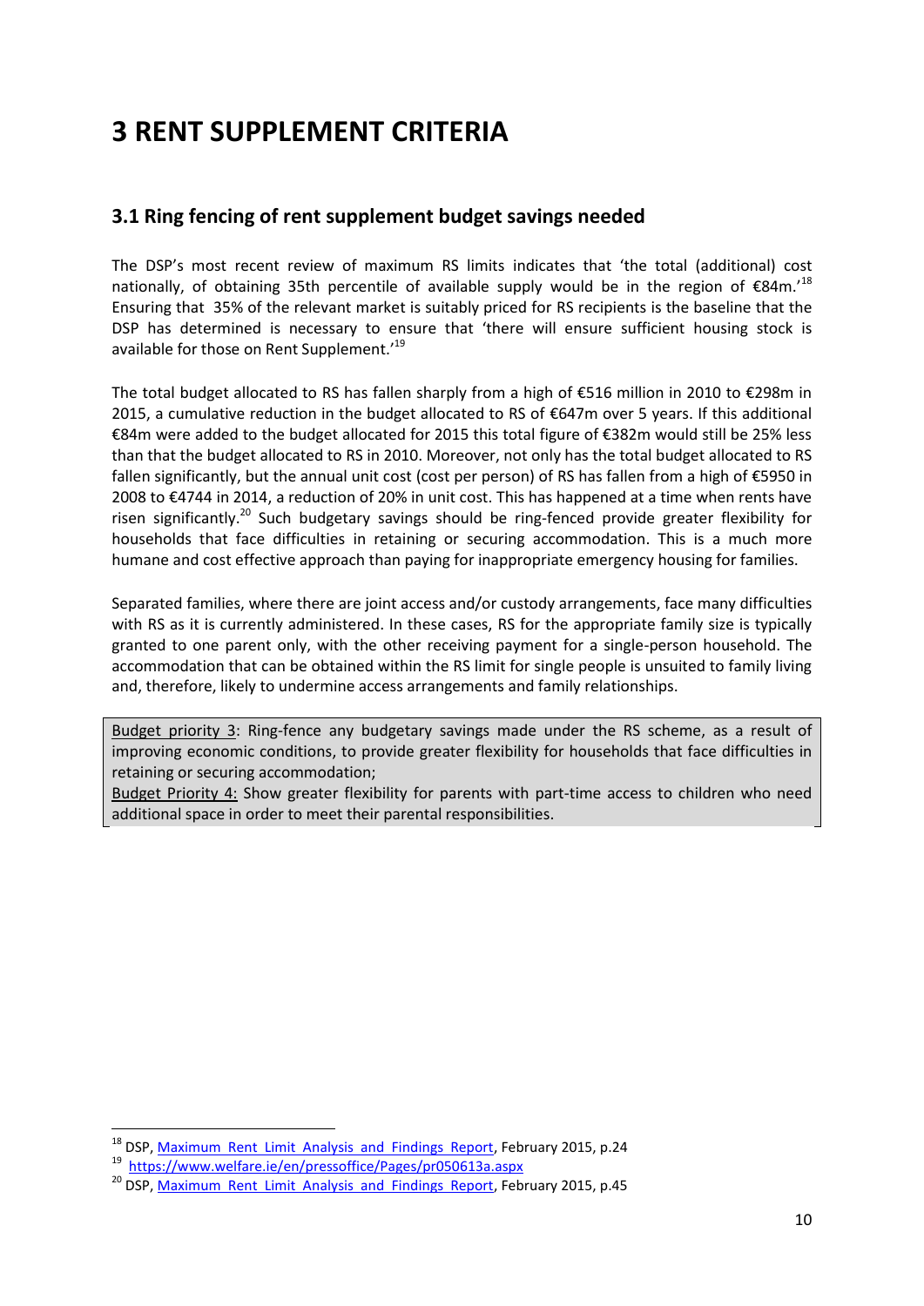# 3 RENT SUPPLEMENT CRITERIA

## 3.1 Ring fencing of rent supplement budget savings needed

The DSP's most recent review of maximum RS limits indicates that 'the total (additional) cost nationally, of obtaining 35th percentile of available supply would be in the region of €84m.'[18] Ensuring that 35% of the relevant market is suitably priced for RS recipients is the baseline that the DSP has determined is necessary to ensure that 'there will ensure sufficient housing stock is available for those on Rent Supplement.'[19]

The total budget allocated to RS has fallen sharply from a high of €516 million in 2010 to €298m in 2015, a cumulative reduction in the budget allocated to RS of €647m over 5 years. If this additional €84m were added to the budget allocated for 2015 this total figure of €382m would still be 25% less than that the budget allocated to RS in 2010. Moreover, not only has the total budget allocated to RS fallen significantly, but the annual unit cost (cost per person) of RS has fallen from a high of €5950 in 2008 to €4744 in 2014, a reduction of 20% in unit cost. This has happened at a time when rents have risen significantly.[20] Such budgetary savings should be ring-fenced provide greater flexibility for households that face difficulties in retaining or securing accommodation. This is a much more humane and cost effective approach than paying for inappropriate emergency housing for families.

Separated families, where there are joint access and/or custody arrangements, face many difficulties with RS as it is currently administered. In these cases, RS for the appropriate family size is typically granted to one parent only, with the other receiving payment for a single-person household. The accommodation that can be obtained within the RS limit for single people is unsuited to family living and, therefore, likely to undermine access arrangements and family relationships.

Budget priority 3: Ring-fence any budgetary savings made under the RS scheme, as a result of improving economic conditions, to provide greater flexibility for households that face difficulties in retaining or securing accommodation;

Budget Priority 4: Show greater flexibility for parents with part-time access to children who need additional space in order to meet their parental responsibilities.

---

[18] DSP, Maximum Rent Limit Analysis and Findings Report, February 2015, p.24

[19] https://www.welfare.ie/en/pressoffice/Pages/pr050613a.aspx

[20] DSP, Maximum Rent Limit Analysis and Findings Report, February 2015, p.45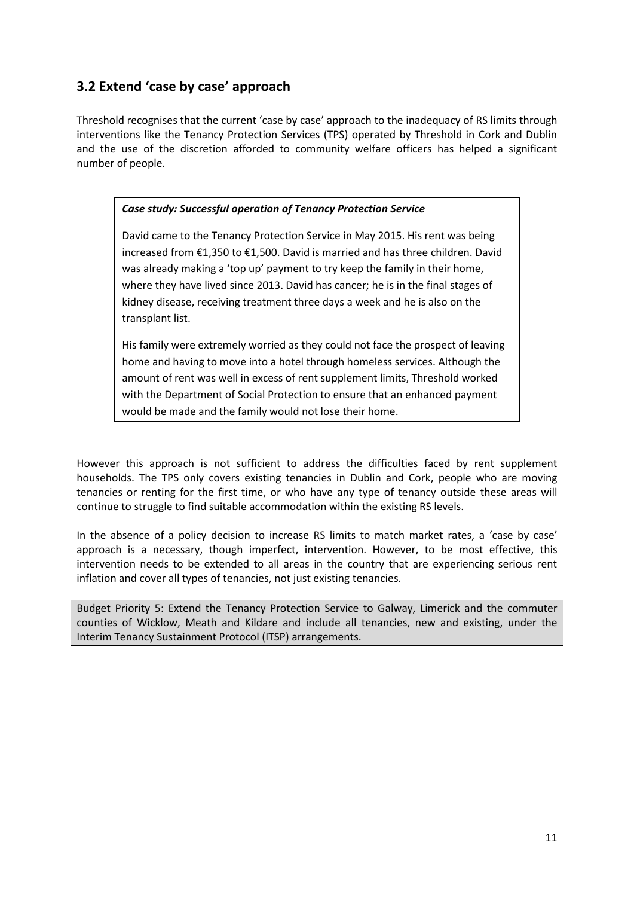## 3.2 Extend 'case by case' approach

Threshold recognises that the current 'case by case' approach to the inadequacy of RS limits through interventions like the Tenancy Protection Services (TPS) operated by Threshold in Cork and Dublin and the use of the discretion afforded to community welfare officers has helped a significant number of people.

> ***Case study: Successful operation of Tenancy Protection Service***
>
> David came to the Tenancy Protection Service in May 2015. His rent was being increased from €1,350 to €1,500. David is married and has three children. David was already making a 'top up' payment to try keep the family in their home, where they have lived since 2013. David has cancer; he is in the final stages of kidney disease, receiving treatment three days a week and he is also on the transplant list.
>
> His family were extremely worried as they could not face the prospect of leaving home and having to move into a hotel through homeless services. Although the amount of rent was well in excess of rent supplement limits, Threshold worked with the Department of Social Protection to ensure that an enhanced payment would be made and the family would not lose their home.

However this approach is not sufficient to address the difficulties faced by rent supplement households. The TPS only covers existing tenancies in Dublin and Cork, people who are moving tenancies or renting for the first time, or who have any type of tenancy outside these areas will continue to struggle to find suitable accommodation within the existing RS levels.

In the absence of a policy decision to increase RS limits to match market rates, a 'case by case' approach is a necessary, though imperfect, intervention. However, to be most effective, this intervention needs to be extended to all areas in the country that are experiencing serious rent inflation and cover all types of tenancies, not just existing tenancies.

> <u>Budget Priority 5:</u> Extend the Tenancy Protection Service to Galway, Limerick and the commuter counties of Wicklow, Meath and Kildare and include all tenancies, new and existing, under the Interim Tenancy Sustainment Protocol (ITSP) arrangements.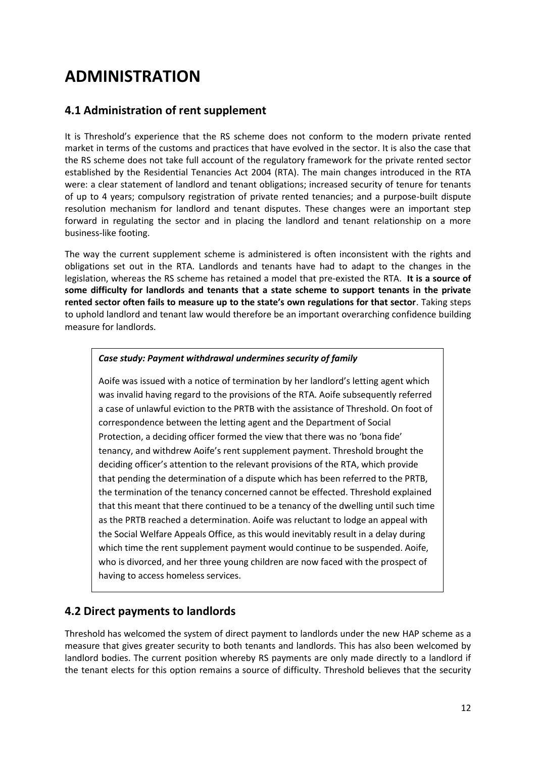# ADMINISTRATION

## 4.1 Administration of rent supplement

It is Threshold's experience that the RS scheme does not conform to the modern private rented market in terms of the customs and practices that have evolved in the sector. It is also the case that the RS scheme does not take full account of the regulatory framework for the private rented sector established by the Residential Tenancies Act 2004 (RTA). The main changes introduced in the RTA were: a clear statement of landlord and tenant obligations; increased security of tenure for tenants of up to 4 years; compulsory registration of private rented tenancies; and a purpose-built dispute resolution mechanism for landlord and tenant disputes. These changes were an important step forward in regulating the sector and in placing the landlord and tenant relationship on a more business-like footing.

The way the current supplement scheme is administered is often inconsistent with the rights and obligations set out in the RTA. Landlords and tenants have had to adapt to the changes in the legislation, whereas the RS scheme has retained a model that pre-existed the RTA. **It is a source of some difficulty for landlords and tenants that a state scheme to support tenants in the private rented sector often fails to measure up to the state's own regulations for that sector**. Taking steps to uphold landlord and tenant law would therefore be an important overarching confidence building measure for landlords.

> ***Case study: Payment withdrawal undermines security of family***
>
> Aoife was issued with a notice of termination by her landlord's letting agent which was invalid having regard to the provisions of the RTA. Aoife subsequently referred a case of unlawful eviction to the PRTB with the assistance of Threshold. On foot of correspondence between the letting agent and the Department of Social Protection, a deciding officer formed the view that there was no 'bona fide' tenancy, and withdrew Aoife's rent supplement payment. Threshold brought the deciding officer's attention to the relevant provisions of the RTA, which provide that pending the determination of a dispute which has been referred to the PRTB, the termination of the tenancy concerned cannot be effected. Threshold explained that this meant that there continued to be a tenancy of the dwelling until such time as the PRTB reached a determination. Aoife was reluctant to lodge an appeal with the Social Welfare Appeals Office, as this would inevitably result in a delay during which time the rent supplement payment would continue to be suspended. Aoife, who is divorced, and her three young children are now faced with the prospect of having to access homeless services.

## 4.2 Direct payments to landlords

Threshold has welcomed the system of direct payment to landlords under the new HAP scheme as a measure that gives greater security to both tenants and landlords. This has also been welcomed by landlord bodies. The current position whereby RS payments are only made directly to a landlord if the tenant elects for this option remains a source of difficulty. Threshold believes that the security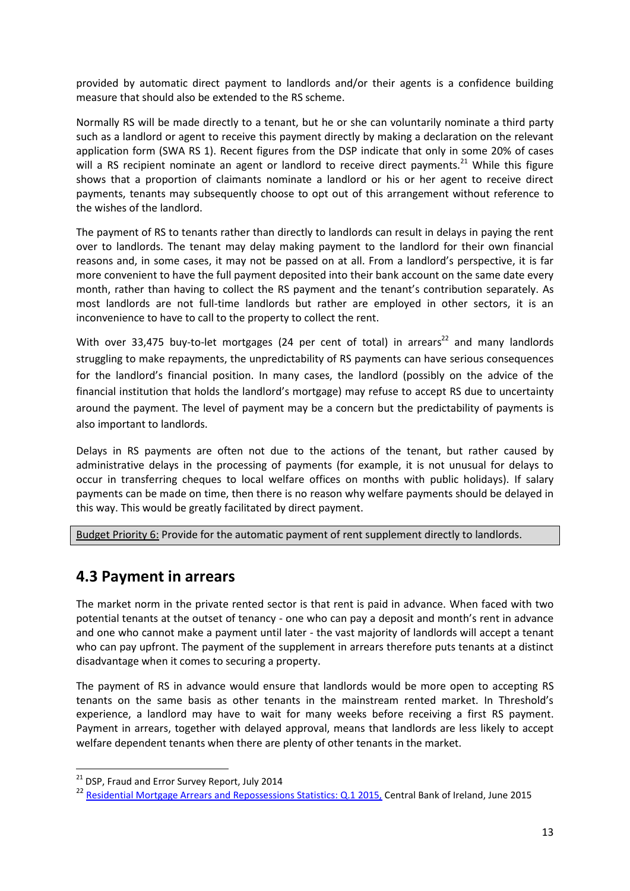provided by automatic direct payment to landlords and/or their agents is a confidence building measure that should also be extended to the RS scheme.

Normally RS will be made directly to a tenant, but he or she can voluntarily nominate a third party such as a landlord or agent to receive this payment directly by making a declaration on the relevant application form (SWA RS 1). Recent figures from the DSP indicate that only in some 20% of cases will a RS recipient nominate an agent or landlord to receive direct payments.[21] While this figure shows that a proportion of claimants nominate a landlord or his or her agent to receive direct payments, tenants may subsequently choose to opt out of this arrangement without reference to the wishes of the landlord.

The payment of RS to tenants rather than directly to landlords can result in delays in paying the rent over to landlords. The tenant may delay making payment to the landlord for their own financial reasons and, in some cases, it may not be passed on at all. From a landlord's perspective, it is far more convenient to have the full payment deposited into their bank account on the same date every month, rather than having to collect the RS payment and the tenant's contribution separately. As most landlords are not full-time landlords but rather are employed in other sectors, it is an inconvenience to have to call to the property to collect the rent.

With over 33,475 buy-to-let mortgages (24 per cent of total) in arrears[22] and many landlords struggling to make repayments, the unpredictability of RS payments can have serious consequences for the landlord's financial position. In many cases, the landlord (possibly on the advice of the financial institution that holds the landlord's mortgage) may refuse to accept RS due to uncertainty around the payment. The level of payment may be a concern but the predictability of payments is also important to landlords.

Delays in RS payments are often not due to the actions of the tenant, but rather caused by administrative delays in the processing of payments (for example, it is not unusual for delays to occur in transferring cheques to local welfare offices on months with public holidays). If salary payments can be made on time, then there is no reason why welfare payments should be delayed in this way. This would be greatly facilitated by direct payment.

| Budget Priority 6: Provide for the automatic payment of rent supplement directly to landlords. |
|---|

## 4.3 Payment in arrears

The market norm in the private rented sector is that rent is paid in advance. When faced with two potential tenants at the outset of tenancy - one who can pay a deposit and month's rent in advance and one who cannot make a payment until later - the vast majority of landlords will accept a tenant who can pay upfront. The payment of the supplement in arrears therefore puts tenants at a distinct disadvantage when it comes to securing a property.

The payment of RS in advance would ensure that landlords would be more open to accepting RS tenants on the same basis as other tenants in the mainstream rented market. In Threshold's experience, a landlord may have to wait for many weeks before receiving a first RS payment. Payment in arrears, together with delayed approval, means that landlords are less likely to accept welfare dependent tenants when there are plenty of other tenants in the market.

---

[21] DSP, Fraud and Error Survey Report, July 2014

[22] Residential Mortgage Arrears and Repossessions Statistics: Q.1 2015, Central Bank of Ireland, June 2015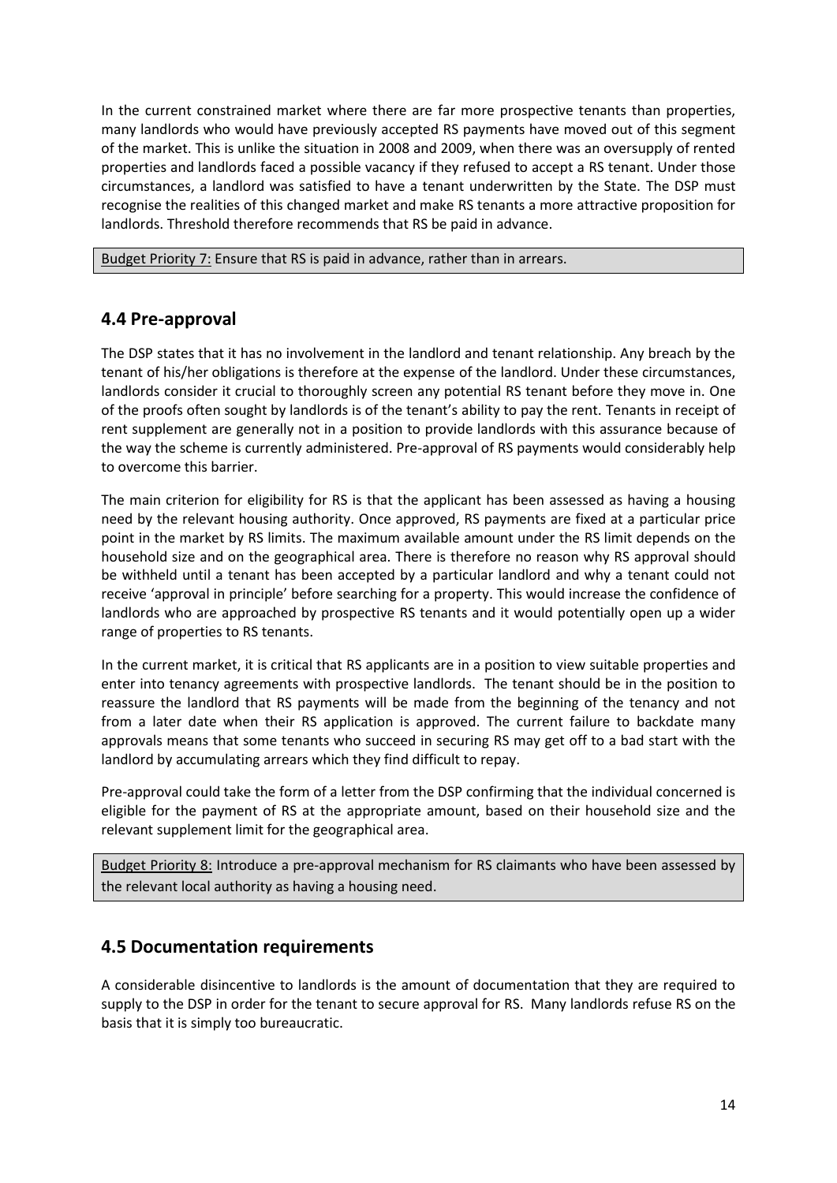In the current constrained market where there are far more prospective tenants than properties, many landlords who would have previously accepted RS payments have moved out of this segment of the market. This is unlike the situation in 2008 and 2009, when there was an oversupply of rented properties and landlords faced a possible vacancy if they refused to accept a RS tenant. Under those circumstances, a landlord was satisfied to have a tenant underwritten by the State. The DSP must recognise the realities of this changed market and make RS tenants a more attractive proposition for landlords. Threshold therefore recommends that RS be paid in advance.

Budget Priority 7: Ensure that RS is paid in advance, rather than in arrears.

## 4.4 Pre-approval

The DSP states that it has no involvement in the landlord and tenant relationship. Any breach by the tenant of his/her obligations is therefore at the expense of the landlord. Under these circumstances, landlords consider it crucial to thoroughly screen any potential RS tenant before they move in. One of the proofs often sought by landlords is of the tenant's ability to pay the rent. Tenants in receipt of rent supplement are generally not in a position to provide landlords with this assurance because of the way the scheme is currently administered. Pre-approval of RS payments would considerably help to overcome this barrier.

The main criterion for eligibility for RS is that the applicant has been assessed as having a housing need by the relevant housing authority. Once approved, RS payments are fixed at a particular price point in the market by RS limits. The maximum available amount under the RS limit depends on the household size and on the geographical area. There is therefore no reason why RS approval should be withheld until a tenant has been accepted by a particular landlord and why a tenant could not receive 'approval in principle' before searching for a property. This would increase the confidence of landlords who are approached by prospective RS tenants and it would potentially open up a wider range of properties to RS tenants.

In the current market, it is critical that RS applicants are in a position to view suitable properties and enter into tenancy agreements with prospective landlords. The tenant should be in the position to reassure the landlord that RS payments will be made from the beginning of the tenancy and not from a later date when their RS application is approved. The current failure to backdate many approvals means that some tenants who succeed in securing RS may get off to a bad start with the landlord by accumulating arrears which they find difficult to repay.

Pre-approval could take the form of a letter from the DSP confirming that the individual concerned is eligible for the payment of RS at the appropriate amount, based on their household size and the relevant supplement limit for the geographical area.

Budget Priority 8: Introduce a pre-approval mechanism for RS claimants who have been assessed by the relevant local authority as having a housing need.

## 4.5 Documentation requirements

A considerable disincentive to landlords is the amount of documentation that they are required to supply to the DSP in order for the tenant to secure approval for RS. Many landlords refuse RS on the basis that it is simply too bureaucratic.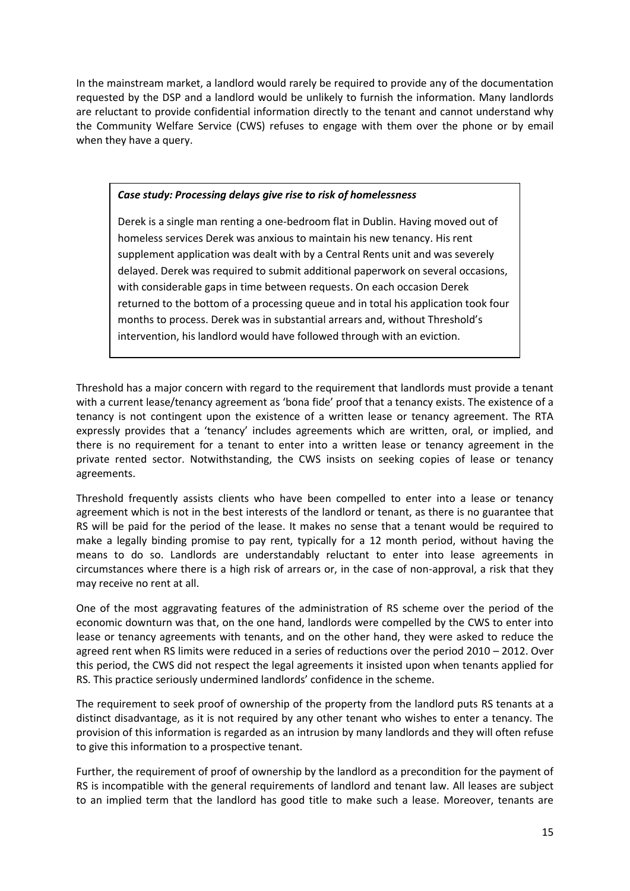In the mainstream market, a landlord would rarely be required to provide any of the documentation requested by the DSP and a landlord would be unlikely to furnish the information. Many landlords are reluctant to provide confidential information directly to the tenant and cannot understand why the Community Welfare Service (CWS) refuses to engage with them over the phone or by email when they have a query.

> ***Case study: Processing delays give rise to risk of homelessness***
>
> Derek is a single man renting a one-bedroom flat in Dublin. Having moved out of homeless services Derek was anxious to maintain his new tenancy. His rent supplement application was dealt with by a Central Rents unit and was severely delayed. Derek was required to submit additional paperwork on several occasions, with considerable gaps in time between requests. On each occasion Derek returned to the bottom of a processing queue and in total his application took four months to process. Derek was in substantial arrears and, without Threshold's intervention, his landlord would have followed through with an eviction.

Threshold has a major concern with regard to the requirement that landlords must provide a tenant with a current lease/tenancy agreement as 'bona fide' proof that a tenancy exists. The existence of a tenancy is not contingent upon the existence of a written lease or tenancy agreement. The RTA expressly provides that a 'tenancy' includes agreements which are written, oral, or implied, and there is no requirement for a tenant to enter into a written lease or tenancy agreement in the private rented sector. Notwithstanding, the CWS insists on seeking copies of lease or tenancy agreements.

Threshold frequently assists clients who have been compelled to enter into a lease or tenancy agreement which is not in the best interests of the landlord or tenant, as there is no guarantee that RS will be paid for the period of the lease. It makes no sense that a tenant would be required to make a legally binding promise to pay rent, typically for a 12 month period, without having the means to do so. Landlords are understandably reluctant to enter into lease agreements in circumstances where there is a high risk of arrears or, in the case of non-approval, a risk that they may receive no rent at all.

One of the most aggravating features of the administration of RS scheme over the period of the economic downturn was that, on the one hand, landlords were compelled by the CWS to enter into lease or tenancy agreements with tenants, and on the other hand, they were asked to reduce the agreed rent when RS limits were reduced in a series of reductions over the period 2010 – 2012. Over this period, the CWS did not respect the legal agreements it insisted upon when tenants applied for RS. This practice seriously undermined landlords' confidence in the scheme.

The requirement to seek proof of ownership of the property from the landlord puts RS tenants at a distinct disadvantage, as it is not required by any other tenant who wishes to enter a tenancy. The provision of this information is regarded as an intrusion by many landlords and they will often refuse to give this information to a prospective tenant.

Further, the requirement of proof of ownership by the landlord as a precondition for the payment of RS is incompatible with the general requirements of landlord and tenant law. All leases are subject to an implied term that the landlord has good title to make such a lease. Moreover, tenants are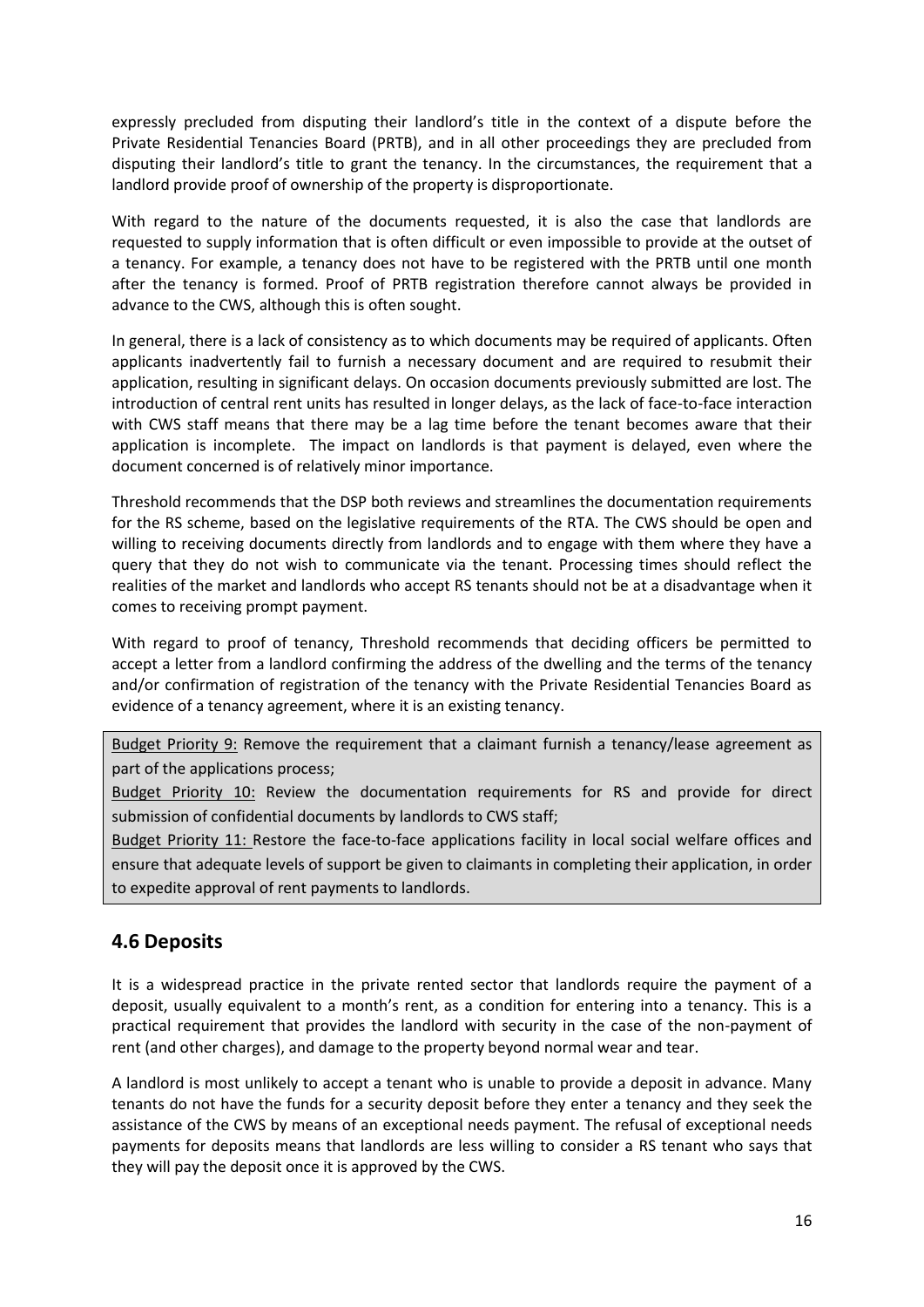expressly precluded from disputing their landlord's title in the context of a dispute before the Private Residential Tenancies Board (PRTB), and in all other proceedings they are precluded from disputing their landlord's title to grant the tenancy. In the circumstances, the requirement that a landlord provide proof of ownership of the property is disproportionate.

With regard to the nature of the documents requested, it is also the case that landlords are requested to supply information that is often difficult or even impossible to provide at the outset of a tenancy. For example, a tenancy does not have to be registered with the PRTB until one month after the tenancy is formed. Proof of PRTB registration therefore cannot always be provided in advance to the CWS, although this is often sought.

In general, there is a lack of consistency as to which documents may be required of applicants. Often applicants inadvertently fail to furnish a necessary document and are required to resubmit their application, resulting in significant delays. On occasion documents previously submitted are lost. The introduction of central rent units has resulted in longer delays, as the lack of face-to-face interaction with CWS staff means that there may be a lag time before the tenant becomes aware that their application is incomplete. The impact on landlords is that payment is delayed, even where the document concerned is of relatively minor importance.

Threshold recommends that the DSP both reviews and streamlines the documentation requirements for the RS scheme, based on the legislative requirements of the RTA. The CWS should be open and willing to receiving documents directly from landlords and to engage with them where they have a query that they do not wish to communicate via the tenant. Processing times should reflect the realities of the market and landlords who accept RS tenants should not be at a disadvantage when it comes to receiving prompt payment.

With regard to proof of tenancy, Threshold recommends that deciding officers be permitted to accept a letter from a landlord confirming the address of the dwelling and the terms of the tenancy and/or confirmation of registration of the tenancy with the Private Residential Tenancies Board as evidence of a tenancy agreement, where it is an existing tenancy.

> Budget Priority 9: Remove the requirement that a claimant furnish a tenancy/lease agreement as part of the applications process;
>
> Budget Priority 10: Review the documentation requirements for RS and provide for direct submission of confidential documents by landlords to CWS staff;
>
> Budget Priority 11: Restore the face-to-face applications facility in local social welfare offices and ensure that adequate levels of support be given to claimants in completing their application, in order to expedite approval of rent payments to landlords.

## 4.6 Deposits

It is a widespread practice in the private rented sector that landlords require the payment of a deposit, usually equivalent to a month's rent, as a condition for entering into a tenancy. This is a practical requirement that provides the landlord with security in the case of the non-payment of rent (and other charges), and damage to the property beyond normal wear and tear.

A landlord is most unlikely to accept a tenant who is unable to provide a deposit in advance. Many tenants do not have the funds for a security deposit before they enter a tenancy and they seek the assistance of the CWS by means of an exceptional needs payment. The refusal of exceptional needs payments for deposits means that landlords are less willing to consider a RS tenant who says that they will pay the deposit once it is approved by the CWS.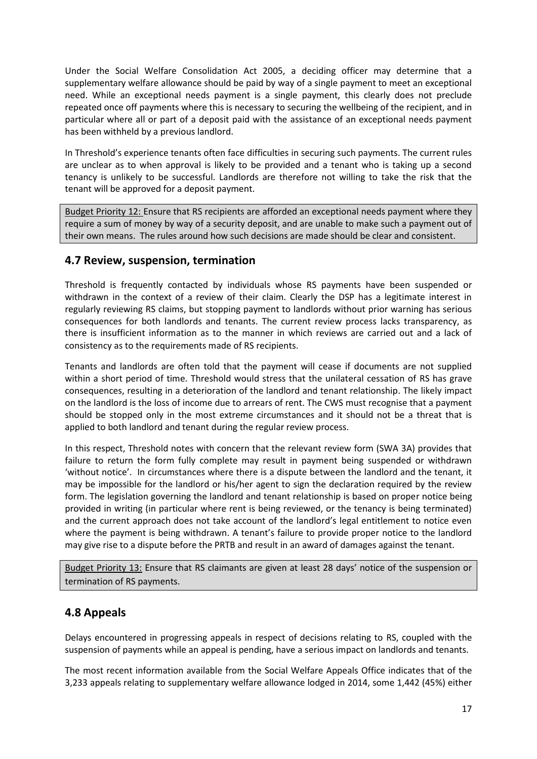Under the Social Welfare Consolidation Act 2005, a deciding officer may determine that a supplementary welfare allowance should be paid by way of a single payment to meet an exceptional need. While an exceptional needs payment is a single payment, this clearly does not preclude repeated once off payments where this is necessary to securing the wellbeing of the recipient, and in particular where all or part of a deposit paid with the assistance of an exceptional needs payment has been withheld by a previous landlord.

In Threshold's experience tenants often face difficulties in securing such payments. The current rules are unclear as to when approval is likely to be provided and a tenant who is taking up a second tenancy is unlikely to be successful. Landlords are therefore not willing to take the risk that the tenant will be approved for a deposit payment.

> Budget Priority 12: Ensure that RS recipients are afforded an exceptional needs payment where they require a sum of money by way of a security deposit, and are unable to make such a payment out of their own means. The rules around how such decisions are made should be clear and consistent.

## 4.7 Review, suspension, termination

Threshold is frequently contacted by individuals whose RS payments have been suspended or withdrawn in the context of a review of their claim. Clearly the DSP has a legitimate interest in regularly reviewing RS claims, but stopping payment to landlords without prior warning has serious consequences for both landlords and tenants. The current review process lacks transparency, as there is insufficient information as to the manner in which reviews are carried out and a lack of consistency as to the requirements made of RS recipients.

Tenants and landlords are often told that the payment will cease if documents are not supplied within a short period of time. Threshold would stress that the unilateral cessation of RS has grave consequences, resulting in a deterioration of the landlord and tenant relationship. The likely impact on the landlord is the loss of income due to arrears of rent. The CWS must recognise that a payment should be stopped only in the most extreme circumstances and it should not be a threat that is applied to both landlord and tenant during the regular review process.

In this respect, Threshold notes with concern that the relevant review form (SWA 3A) provides that failure to return the form fully complete may result in payment being suspended or withdrawn 'without notice'. In circumstances where there is a dispute between the landlord and the tenant, it may be impossible for the landlord or his/her agent to sign the declaration required by the review form. The legislation governing the landlord and tenant relationship is based on proper notice being provided in writing (in particular where rent is being reviewed, or the tenancy is being terminated) and the current approach does not take account of the landlord's legal entitlement to notice even where the payment is being withdrawn. A tenant's failure to provide proper notice to the landlord may give rise to a dispute before the PRTB and result in an award of damages against the tenant.

> Budget Priority 13: Ensure that RS claimants are given at least 28 days' notice of the suspension or termination of RS payments.

## 4.8 Appeals

Delays encountered in progressing appeals in respect of decisions relating to RS, coupled with the suspension of payments while an appeal is pending, have a serious impact on landlords and tenants.

The most recent information available from the Social Welfare Appeals Office indicates that of the 3,233 appeals relating to supplementary welfare allowance lodged in 2014, some 1,442 (45%) either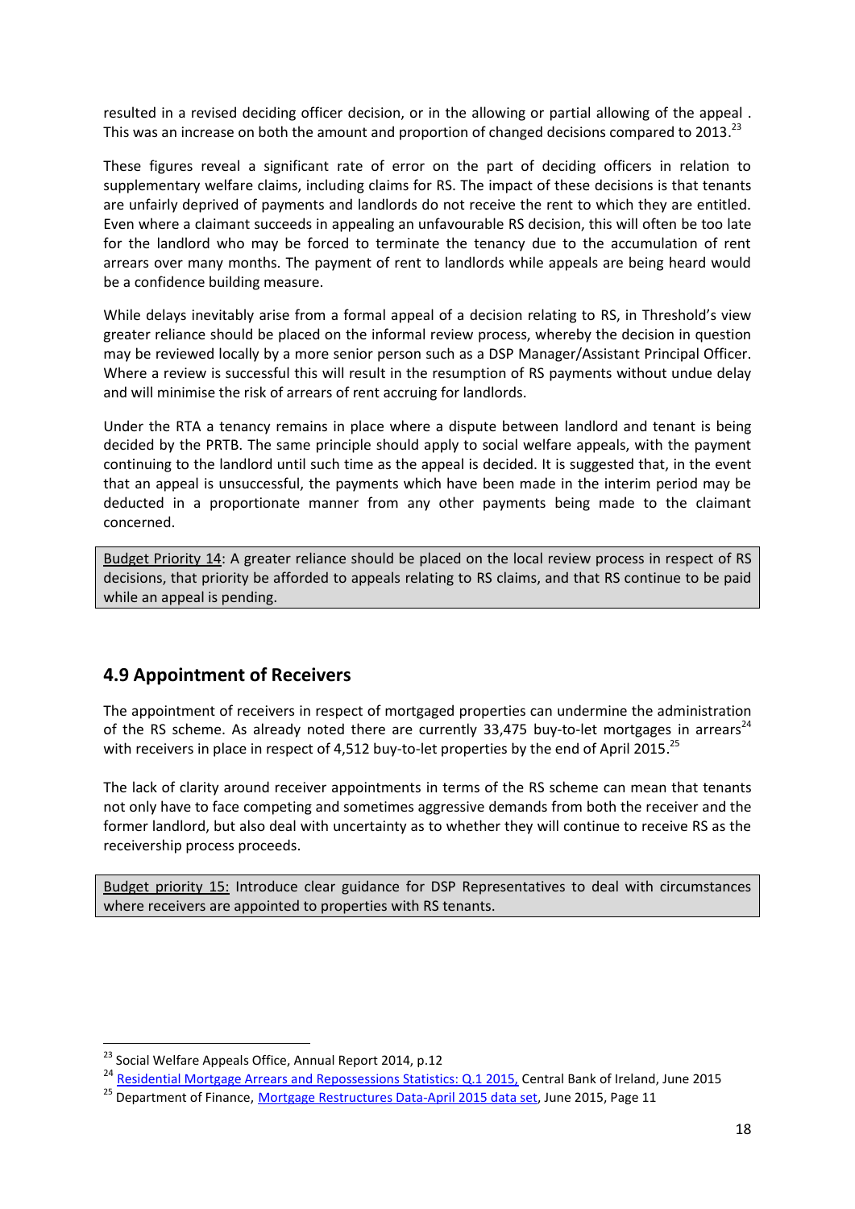resulted in a revised deciding officer decision, or in the allowing or partial allowing of the appeal . This was an increase on both the amount and proportion of changed decisions compared to 2013.[23]

These figures reveal a significant rate of error on the part of deciding officers in relation to supplementary welfare claims, including claims for RS. The impact of these decisions is that tenants are unfairly deprived of payments and landlords do not receive the rent to which they are entitled. Even where a claimant succeeds in appealing an unfavourable RS decision, this will often be too late for the landlord who may be forced to terminate the tenancy due to the accumulation of rent arrears over many months. The payment of rent to landlords while appeals are being heard would be a confidence building measure.

While delays inevitably arise from a formal appeal of a decision relating to RS, in Threshold's view greater reliance should be placed on the informal review process, whereby the decision in question may be reviewed locally by a more senior person such as a DSP Manager/Assistant Principal Officer. Where a review is successful this will result in the resumption of RS payments without undue delay and will minimise the risk of arrears of rent accruing for landlords.

Under the RTA a tenancy remains in place where a dispute between landlord and tenant is being decided by the PRTB. The same principle should apply to social welfare appeals, with the payment continuing to the landlord until such time as the appeal is decided. It is suggested that, in the event that an appeal is unsuccessful, the payments which have been made in the interim period may be deducted in a proportionate manner from any other payments being made to the claimant concerned.

> <u>Budget Priority 14</u>: A greater reliance should be placed on the local review process in respect of RS decisions, that priority be afforded to appeals relating to RS claims, and that RS continue to be paid while an appeal is pending.

## 4.9 Appointment of Receivers

The appointment of receivers in respect of mortgaged properties can undermine the administration of the RS scheme. As already noted there are currently 33,475 buy-to-let mortgages in arrears[24] with receivers in place in respect of 4,512 buy-to-let properties by the end of April 2015.[25]

The lack of clarity around receiver appointments in terms of the RS scheme can mean that tenants not only have to face competing and sometimes aggressive demands from both the receiver and the former landlord, but also deal with uncertainty as to whether they will continue to receive RS as the receivership process proceeds.

> <u>Budget priority 15:</u> Introduce clear guidance for DSP Representatives to deal with circumstances where receivers are appointed to properties with RS tenants.

---

[23] Social Welfare Appeals Office, Annual Report 2014, p.12

[24] Residential Mortgage Arrears and Repossessions Statistics: Q.1 2015, Central Bank of Ireland, June 2015

[25] Department of Finance, Mortgage Restructures Data-April 2015 data set, June 2015, Page 11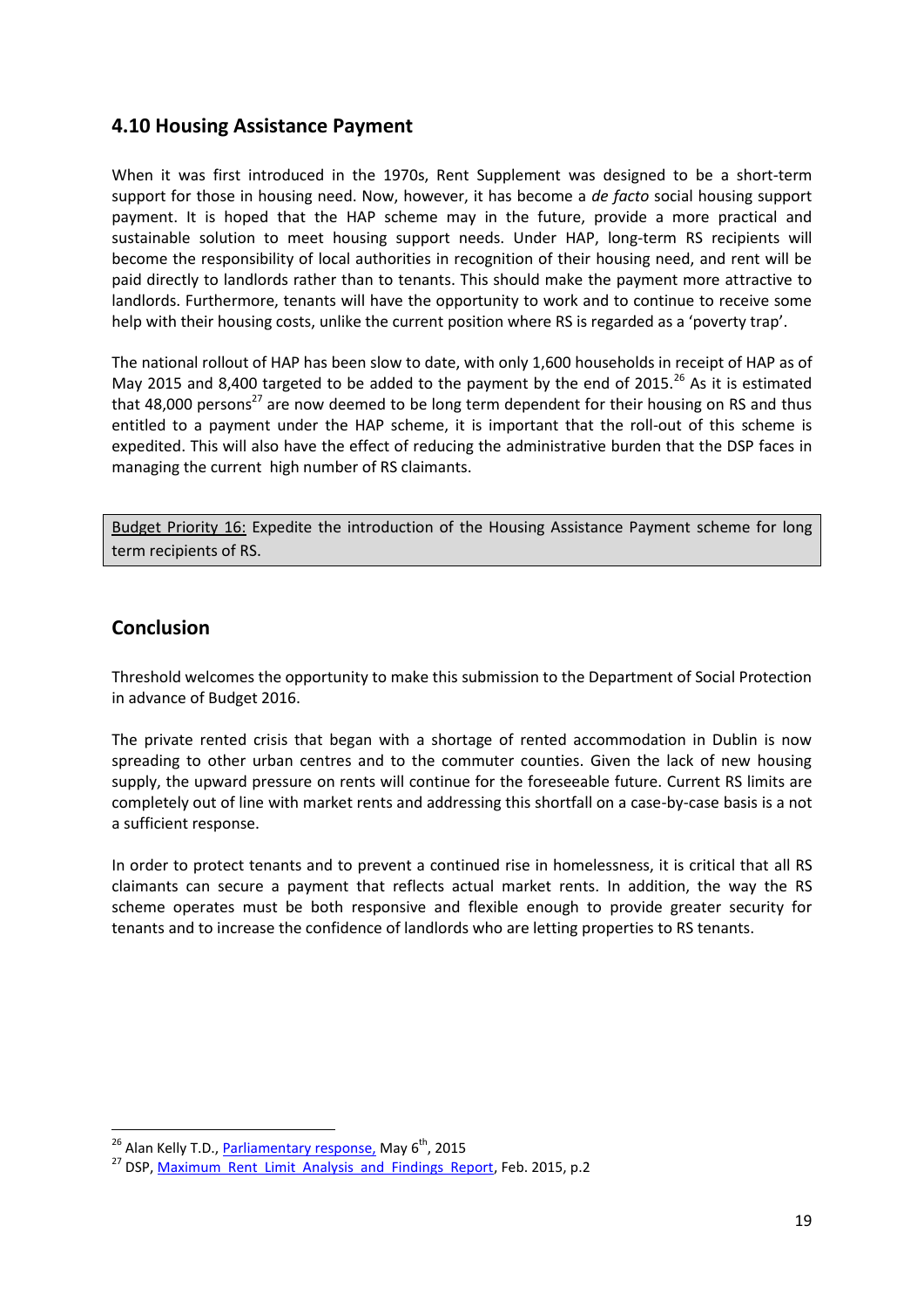## 4.10 Housing Assistance Payment

When it was first introduced in the 1970s, Rent Supplement was designed to be a short-term support for those in housing need. Now, however, it has become a *de facto* social housing support payment. It is hoped that the HAP scheme may in the future, provide a more practical and sustainable solution to meet housing support needs. Under HAP, long-term RS recipients will become the responsibility of local authorities in recognition of their housing need, and rent will be paid directly to landlords rather than to tenants. This should make the payment more attractive to landlords. Furthermore, tenants will have the opportunity to work and to continue to receive some help with their housing costs, unlike the current position where RS is regarded as a 'poverty trap'.

The national rollout of HAP has been slow to date, with only 1,600 households in receipt of HAP as of May 2015 and 8,400 targeted to be added to the payment by the end of 2015.[26] As it is estimated that 48,000 persons[27] are now deemed to be long term dependent for their housing on RS and thus entitled to a payment under the HAP scheme, it is important that the roll-out of this scheme is expedited. This will also have the effect of reducing the administrative burden that the DSP faces in managing the current high number of RS claimants.

> Budget Priority 16: Expedite the introduction of the Housing Assistance Payment scheme for long term recipients of RS.

## Conclusion

Threshold welcomes the opportunity to make this submission to the Department of Social Protection in advance of Budget 2016.

The private rented crisis that began with a shortage of rented accommodation in Dublin is now spreading to other urban centres and to the commuter counties. Given the lack of new housing supply, the upward pressure on rents will continue for the foreseeable future. Current RS limits are completely out of line with market rents and addressing this shortfall on a case-by-case basis is a not a sufficient response.

In order to protect tenants and to prevent a continued rise in homelessness, it is critical that all RS claimants can secure a payment that reflects actual market rents. In addition, the way the RS scheme operates must be both responsive and flexible enough to provide greater security for tenants and to increase the confidence of landlords who are letting properties to RS tenants.

---

[26] Alan Kelly T.D., Parliamentary response, May 6th, 2015

[27] DSP, Maximum Rent Limit Analysis and Findings Report, Feb. 2015, p.2